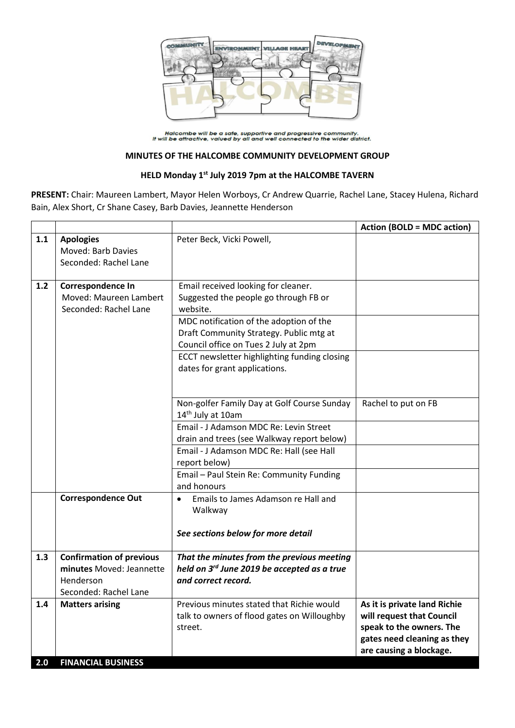Halcombe will be a safe, supportive and progressive community.
It will be attractive, valued by all and well connected to the wider district.

## MINUTES OF THE HALCOMBE COMMUNITY DEVELOPMENT GROUP

### HELD Monday 1st July 2019 7pm at the HALCOMBE TAVERN

**PRESENT:** Chair: Maureen Lambert, Mayor Helen Worboys, Cr Andrew Quarrie, Rachel Lane, Stacey Hulena, Richard Bain, Alex Short, Cr Shane Casey, Barb Davies, Jeannette Henderson

| | | | **Action (BOLD = MDC action)** |
|---|---|---|---|
| **1.1** | **Apologies**<br>Moved: Barb Davies<br>Seconded: Rachel Lane | Peter Beck, Vicki Powell, | |
| **1.2** | **Correspondence In**<br>Moved: Maureen Lambert<br>Seconded: Rachel Lane | Email received looking for cleaner. Suggested the people go through FB or website. | |
| | | MDC notification of the adoption of the Draft Community Strategy. Public mtg at Council office on Tues 2 July at 2pm | |
| | | ECCT newsletter highlighting funding closing dates for grant applications. | |
| | | Non-golfer Family Day at Golf Course Sunday 14th July at 10am | Rachel to put on FB |
| | | Email - J Adamson MDC Re: Levin Street drain and trees (see Walkway report below) | |
| | | Email - J Adamson MDC Re: Hall (see Hall report below) | |
| | | Email – Paul Stein Re: Community Funding and honours | |
| | **Correspondence Out** | • Emails to James Adamson re Hall and Walkway<br><br>***See sections below for more detail*** | |
| **1.3** | **Confirmation of previous minutes** Moved: Jeannette Henderson<br>Seconded: Rachel Lane | ***That the minutes from the previous meeting held on 3rd June 2019 be accepted as a true and correct record.*** | |
| **1.4** | **Matters arising** | Previous minutes stated that Richie would talk to owners of flood gates on Willoughby street. | **As it is private land Richie will request that Council speak to the owners. The gates need cleaning as they are causing a blockage.** |
| **2.0** | **FINANCIAL BUSINESS** | | |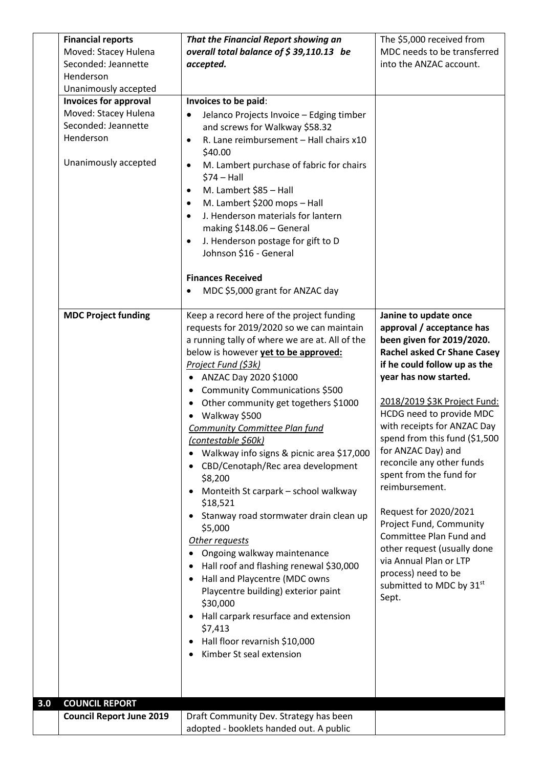| | | | |
|---|---|---|---|
| | **Financial reports**<br>Moved: Stacey Hulena<br>Seconded: Jeannette Henderson<br>Unanimously accepted | ***That the Financial Report showing an overall total balance of $ 39,110.13 be accepted.*** | The $5,000 received from MDC needs to be transferred into the ANZAC account. |
| | **Invoices for approval**<br>Moved: Stacey Hulena<br>Seconded: Jeannette Henderson<br><br>Unanimously accepted | **Invoices to be paid**:<br>• Jelanco Projects Invoice – Edging timber and screws for Walkway $58.32<br>• R. Lane reimbursement – Hall chairs x10 $40.00<br>• M. Lambert purchase of fabric for chairs $74 – Hall<br>• M. Lambert $85 – Hall<br>• M. Lambert $200 mops – Hall<br>• J. Henderson materials for lantern making $148.06 – General<br>• J. Henderson postage for gift to D Johnson $16 - General<br><br>**Finances Received**<br>• MDC $5,000 grant for ANZAC day | |
| | **MDC Project funding** | Keep a record here of the project funding requests for 2019/2020 so we can maintain a running tally of where we are at. All of the below is however **yet to be approved:**<br>*Project Fund ($3k)*<br>• ANZAC Day 2020 $1000<br>• Community Communications $500<br>• Other community get togethers $1000<br>• Walkway $500<br>*Community Committee Plan fund (contestable $60k)*<br>• Walkway info signs & picnic area $17,000<br>• CBD/Cenotaph/Rec area development $8,200<br>• Monteith St carpark – school walkway $18,521<br>• Stanway road stormwater drain clean up $5,000<br>*Other requests*<br>• Ongoing walkway maintenance<br>• Hall roof and flashing renewal $30,000<br>• Hall and Playcentre (MDC owns Playcentre building) exterior paint $30,000<br>• Hall carpark resurface and extension $7,413<br>• Hall floor revarnish $10,000<br>• Kimber St seal extension | **Janine to update once approval / acceptance has been given for 2019/2020. Rachel asked Cr Shane Casey if he could follow up as the year has now started.**<br><br>2018/2019 $3K Project Fund: HCDG need to provide MDC with receipts for ANZAC Day spend from this fund ($1,500 for ANZAC Day) and reconcile any other funds spent from the fund for reimbursement.<br><br>Request for 2020/2021 Project Fund, Community Committee Plan Fund and other request (usually done via Annual Plan or LTP process) need to be submitted to MDC by 31st Sept. |
| **3.0** | **COUNCIL REPORT** | | |
| | **Council Report June 2019** | Draft Community Dev. Strategy has been adopted - booklets handed out. A public | |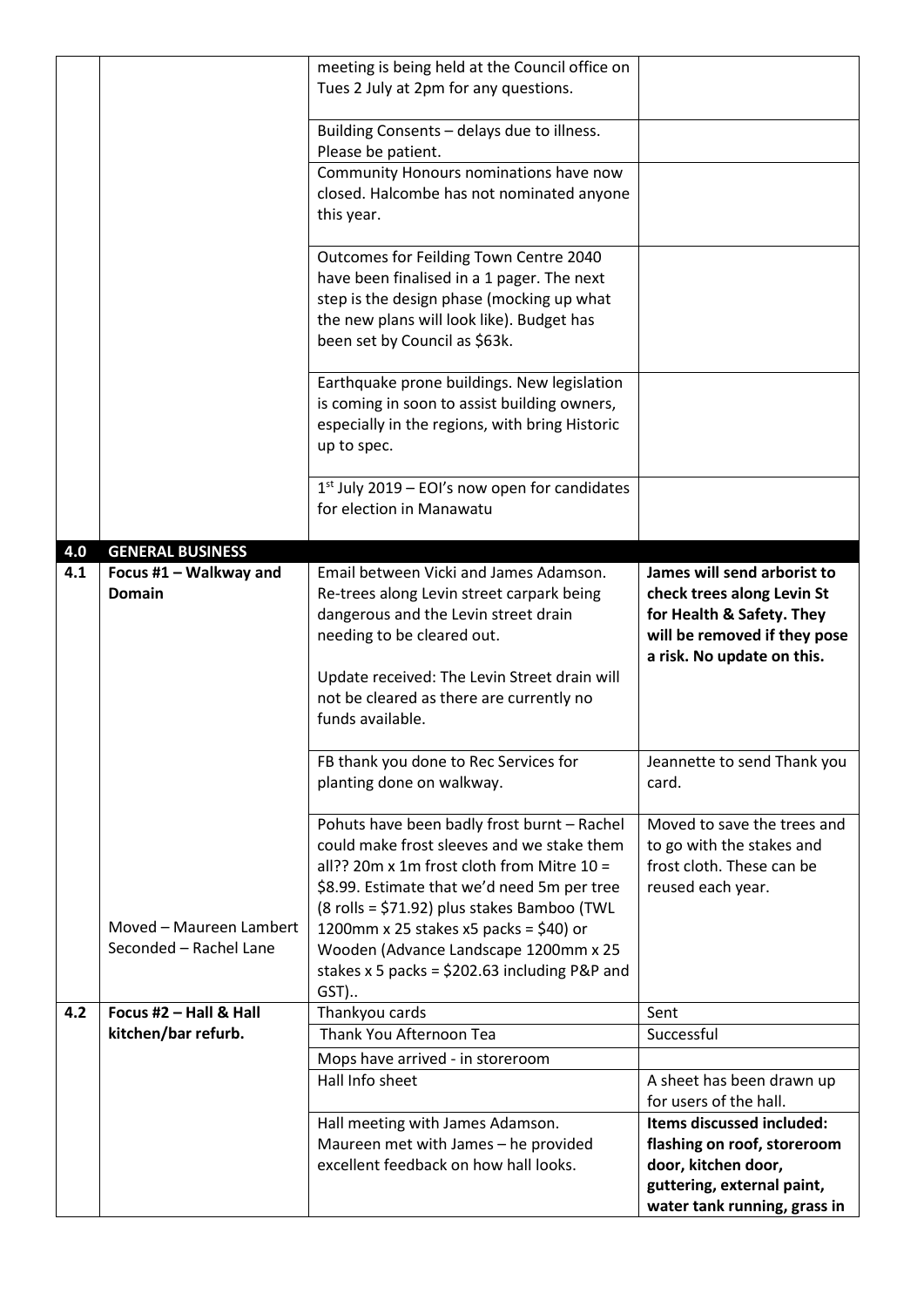| | | | |
|---|---|---|---|
| | | meeting is being held at the Council office on Tues 2 July at 2pm for any questions. | |
| | | Building Consents – delays due to illness. Please be patient. | |
| | | Community Honours nominations have now closed. Halcombe has not nominated anyone this year. | |
| | | Outcomes for Feilding Town Centre 2040 have been finalised in a 1 pager. The next step is the design phase (mocking up what the new plans will look like). Budget has been set by Council as \$63k. | |
| | | Earthquake prone buildings. New legislation is coming in soon to assist building owners, especially in the regions, with bring Historic up to spec. | |
| | | 1st July 2019 – EOI's now open for candidates for election in Manawatu | |
| **4.0** | **GENERAL BUSINESS** | | |
| **4.1** | **Focus #1 – Walkway and Domain** | Email between Vicki and James Adamson. Re-trees along Levin street carpark being dangerous and the Levin street drain needing to be cleared out.<br><br>Update received: The Levin Street drain will not be cleared as there are currently no funds available. | **James will send arborist to check trees along Levin St for Health & Safety. They will be removed if they pose a risk. No update on this.** |
| | | FB thank you done to Rec Services for planting done on walkway. | Jeannette to send Thank you card. |
| | Moved – Maureen Lambert<br>Seconded – Rachel Lane | Pohuts have been badly frost burnt – Rachel could make frost sleeves and we stake them all?? 20m x 1m frost cloth from Mitre 10 = \$8.99. Estimate that we'd need 5m per tree (8 rolls = \$71.92) plus stakes Bamboo (TWL 1200mm x 25 stakes x5 packs = \$40) or Wooden (Advance Landscape 1200mm x 25 stakes x 5 packs = \$202.63 including P&P and GST).. | Moved to save the trees and to go with the stakes and frost cloth. These can be reused each year. |
| **4.2** | **Focus #2 – Hall & Hall kitchen/bar refurb.** | Thankyou cards | Sent |
| | | Thank You Afternoon Tea | Successful |
| | | Mops have arrived - in storeroom | |
| | | Hall Info sheet | A sheet has been drawn up for users of the hall. |
| | | Hall meeting with James Adamson. Maureen met with James – he provided excellent feedback on how hall looks. | **Items discussed included: flashing on roof, storeroom door, kitchen door, guttering, external paint, water tank running, grass in** |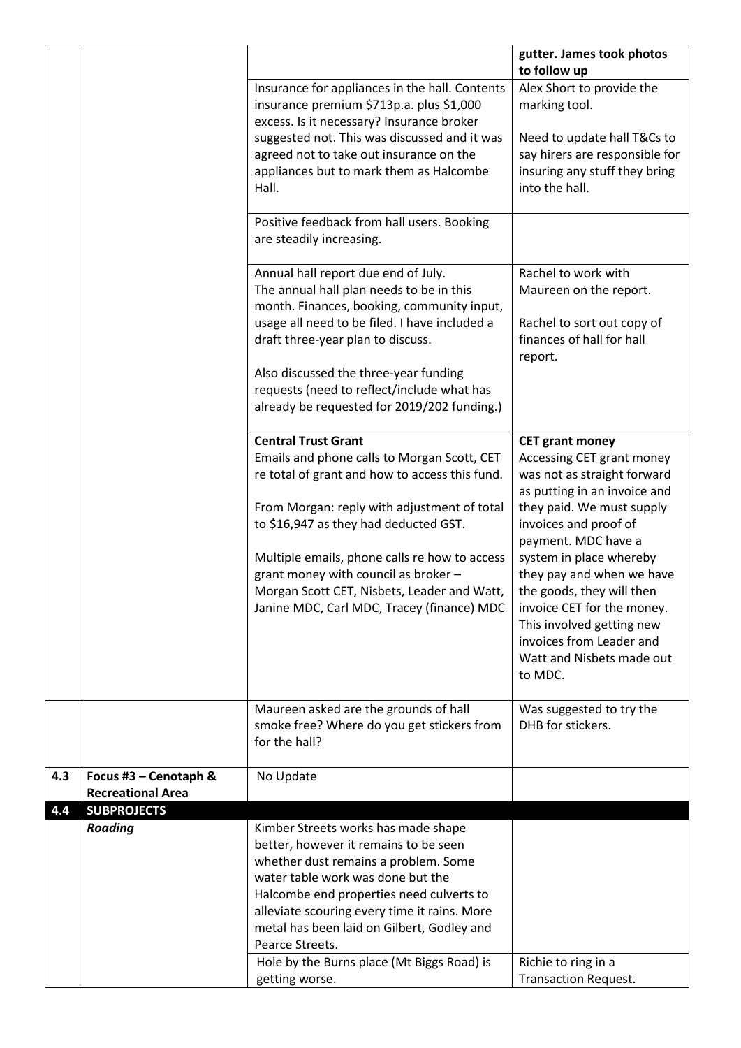| | | | |
|---|---|---|---|
| | | | **gutter. James took photos to follow up** |
| | | Insurance for appliances in the hall. Contents insurance premium $713p.a. plus $1,000 excess. Is it necessary? Insurance broker suggested not. This was discussed and it was agreed not to take out insurance on the appliances but to mark them as Halcombe Hall. | Alex Short to provide the marking tool.<br><br>Need to update hall T&Cs to say hirers are responsible for insuring any stuff they bring into the hall. |
| | | Positive feedback from hall users. Booking are steadily increasing. | |
| | | Annual hall report due end of July.<br>The annual hall plan needs to be in this month. Finances, booking, community input, usage all need to be filed. I have included a draft three-year plan to discuss.<br><br>Also discussed the three-year funding requests (need to reflect/include what has already be requested for 2019/202 funding.) | Rachel to work with Maureen on the report.<br><br>Rachel to sort out copy of finances of hall for hall report. |
| | | **Central Trust Grant**<br>Emails and phone calls to Morgan Scott, CET re total of grant and how to access this fund.<br><br>From Morgan: reply with adjustment of total to $16,947 as they had deducted GST.<br><br>Multiple emails, phone calls re how to access grant money with council as broker – Morgan Scott CET, Nisbets, Leader and Watt, Janine MDC, Carl MDC, Tracey (finance) MDC | **CET grant money**<br>Accessing CET grant money was not as straight forward as putting in an invoice and they paid. We must supply invoices and proof of payment. MDC have a system in place whereby they pay and when we have the goods, they will then invoice CET for the money. This involved getting new invoices from Leader and Watt and Nisbets made out to MDC. |
| | | Maureen asked are the grounds of hall smoke free? Where do you get stickers from for the hall? | Was suggested to try the DHB for stickers. |
| **4.3** | **Focus #3 – Cenotaph & Recreational Area** | No Update | |
| **4.4** | **SUBPROJECTS** | | |
| | ***Roading*** | Kimber Streets works has made shape better, however it remains to be seen whether dust remains a problem. Some water table work was done but the Halcombe end properties need culverts to alleviate scouring every time it rains. More metal has been laid on Gilbert, Godley and Pearce Streets. | |
| | | Hole by the Burns place (Mt Biggs Road) is getting worse. | Richie to ring in a Transaction Request. |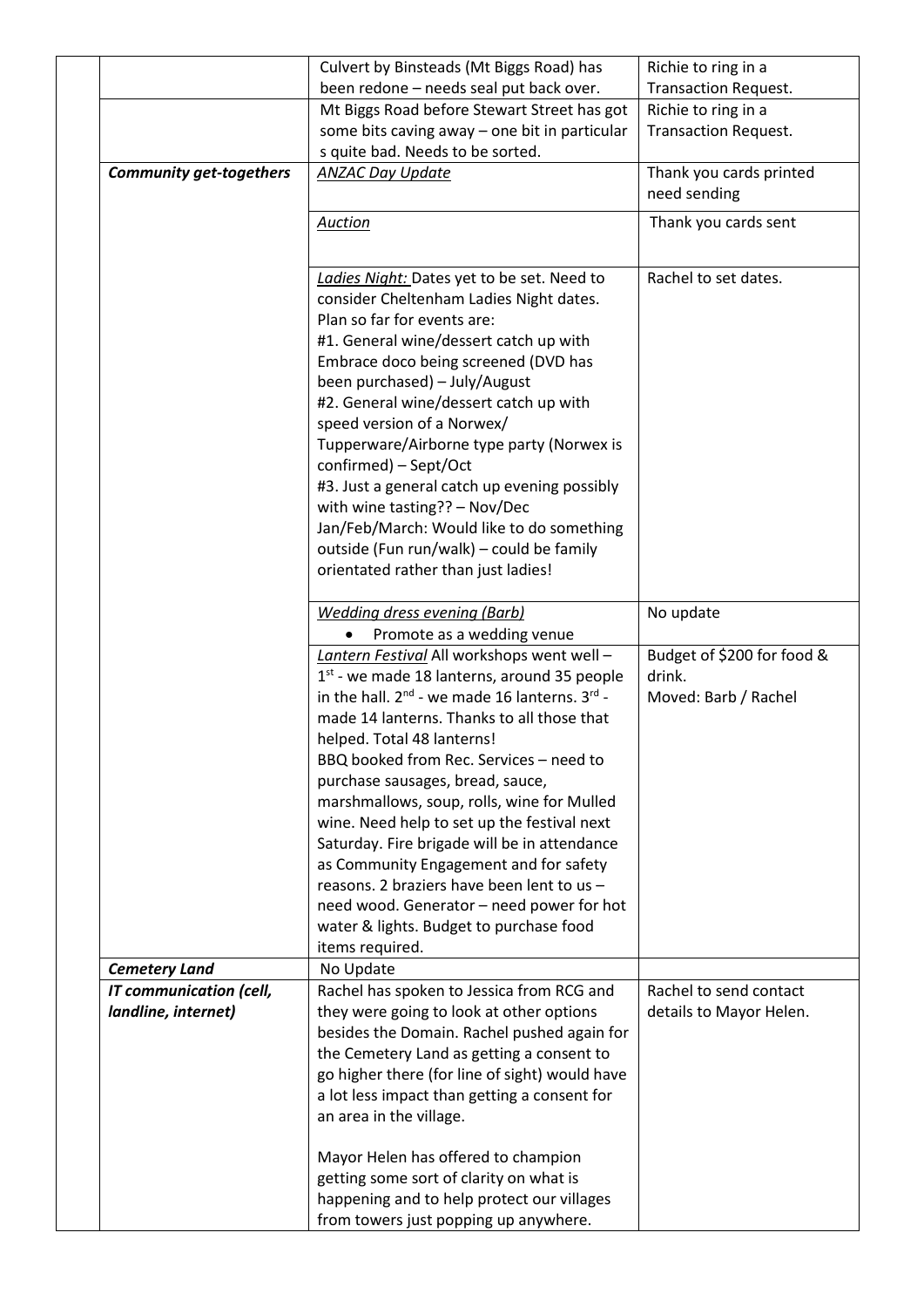| | | | |
|---|---|---|---|
| | | Culvert by Binsteads (Mt Biggs Road) has been redone – needs seal put back over. | Richie to ring in a Transaction Request. |
| | | Mt Biggs Road before Stewart Street has got some bits caving away – one bit in particular s quite bad. Needs to be sorted. | Richie to ring in a Transaction Request. |
| | ***Community get-togethers*** | *ANZAC Day Update* | Thank you cards printed need sending |
| | | *Auction* | Thank you cards sent |
| | | *Ladies Night:* Dates yet to be set. Need to consider Cheltenham Ladies Night dates.<br>Plan so far for events are:<br>#1. General wine/dessert catch up with Embrace doco being screened (DVD has been purchased) – July/August<br>#2. General wine/dessert catch up with speed version of a Norwex/ Tupperware/Airborne type party (Norwex is confirmed) – Sept/Oct<br>#3. Just a general catch up evening possibly with wine tasting?? – Nov/Dec<br>Jan/Feb/March: Would like to do something outside (Fun run/walk) – could be family orientated rather than just ladies! | Rachel to set dates. |
| | | *Wedding dress evening (Barb)*<br>• Promote as a wedding venue | No update |
| | | *Lantern Festival* All workshops went well – 1st - we made 18 lanterns, around 35 people in the hall. 2nd - we made 16 lanterns. 3rd - made 14 lanterns. Thanks to all those that helped. Total 48 lanterns!<br>BBQ booked from Rec. Services – need to purchase sausages, bread, sauce, marshmallows, soup, rolls, wine for Mulled wine. Need help to set up the festival next Saturday. Fire brigade will be in attendance as Community Engagement and for safety reasons. 2 braziers have been lent to us – need wood. Generator – need power for hot water & lights. Budget to purchase food items required. | Budget of $200 for food & drink.<br>Moved: Barb / Rachel |
| | ***Cemetery Land*** | No Update | |
| | ***IT communication (cell, landline, internet)*** | Rachel has spoken to Jessica from RCG and they were going to look at other options besides the Domain. Rachel pushed again for the Cemetery Land as getting a consent to go higher there (for line of sight) would have a lot less impact than getting a consent for an area in the village.<br><br>Mayor Helen has offered to champion getting some sort of clarity on what is happening and to help protect our villages from towers just popping up anywhere. | Rachel to send contact details to Mayor Helen. |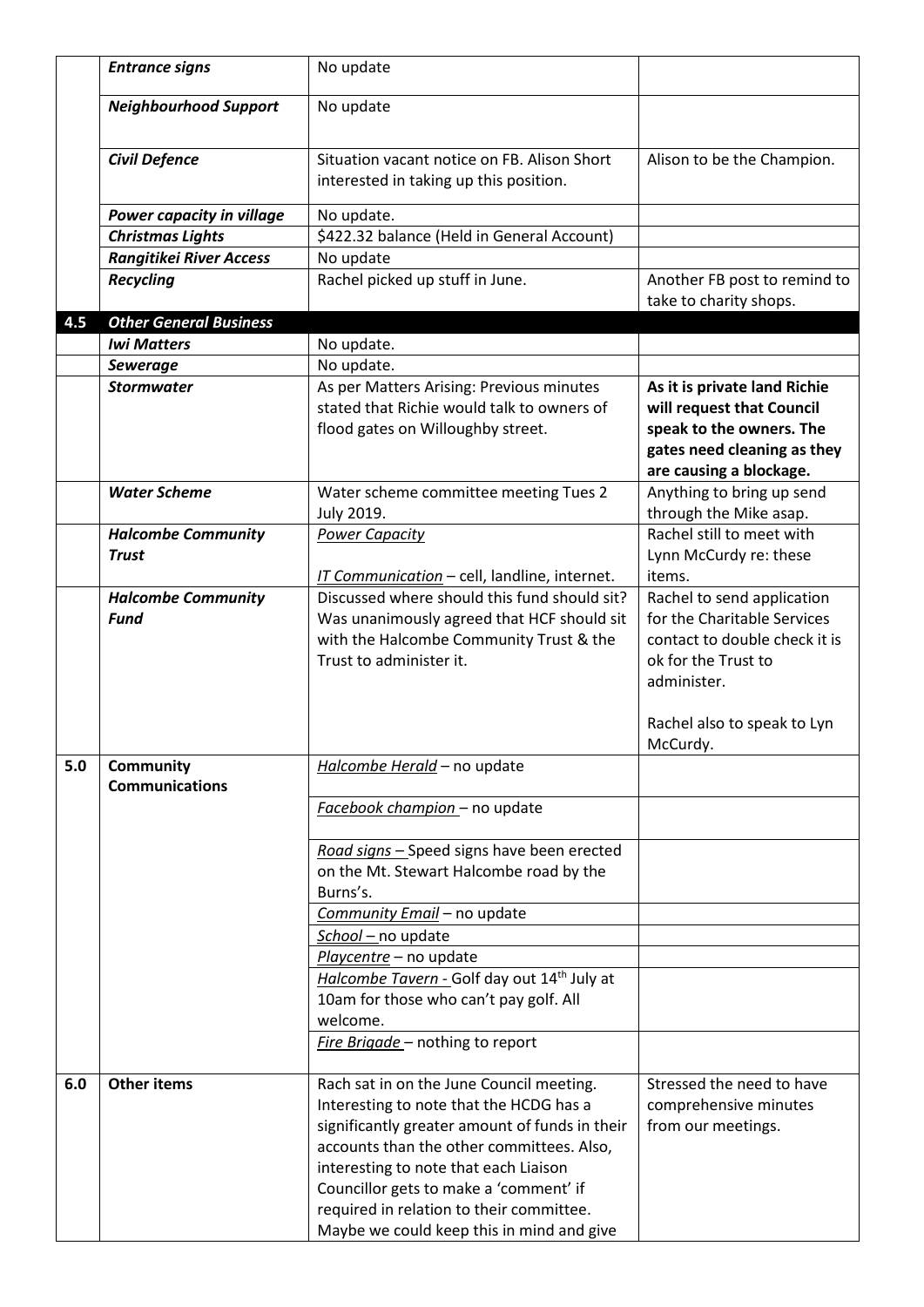|  |  |  |  |
|---|---|---|---|
|  | ***Entrance signs*** | No update |  |
|  | ***Neighbourhood Support*** | No update |  |
|  | ***Civil Defence*** | Situation vacant notice on FB. Alison Short interested in taking up this position. | Alison to be the Champion. |
|  | ***Power capacity in village*** | No update. |  |
|  | ***Christmas Lights*** | $422.32 balance (Held in General Account) |  |
|  | ***Rangitikei River Access*** | No update |  |
|  | ***Recycling*** | Rachel picked up stuff in June. | Another FB post to remind to take to charity shops. |
| **4.5** | ***Other General Business*** |  |  |
|  | ***Iwi Matters*** | No update. |  |
|  | ***Sewerage*** | No update. |  |
|  | ***Stormwater*** | As per Matters Arising: Previous minutes stated that Richie would talk to owners of flood gates on Willoughby street. | **As it is private land Richie will request that Council speak to the owners. The gates need cleaning as they are causing a blockage.** |
|  | ***Water Scheme*** | Water scheme committee meeting Tues 2 July 2019. | Anything to bring up send through the Mike asap. |
|  | ***Halcombe Community Trust*** | <u>Power Capacity</u><br><br><u>IT Communication</u> – cell, landline, internet. | Rachel still to meet with Lynn McCurdy re: these items. |
|  | ***Halcombe Community Fund*** | Discussed where should this fund should sit? Was unanimously agreed that HCF should sit with the Halcombe Community Trust & the Trust to administer it. | Rachel to send application for the Charitable Services contact to double check it is ok for the Trust to administer.<br><br>Rachel also to speak to Lyn McCurdy. |
| **5.0** | **Community Communications** | <u>Halcombe Herald</u> – no update |  |
|  |  | <u>Facebook champion</u> – no update |  |
|  |  | <u>Road signs</u> – Speed signs have been erected on the Mt. Stewart Halcombe road by the Burns's. |  |
|  |  | <u>Community Email</u> – no update |  |
|  |  | <u>School</u> – no update |  |
|  |  | <u>Playcentre</u> – no update |  |
|  |  | <u>Halcombe Tavern</u> - Golf day out 14th July at 10am for those who can't pay golf. All welcome. |  |
|  |  | <u>Fire Brigade</u> – nothing to report |  |
| **6.0** | **Other items** | Rach sat in on the June Council meeting. Interesting to note that the HCDG has a significantly greater amount of funds in their accounts than the other committees. Also, interesting to note that each Liaison Councillor gets to make a 'comment' if required in relation to their committee. Maybe we could keep this in mind and give | Stressed the need to have comprehensive minutes from our meetings. |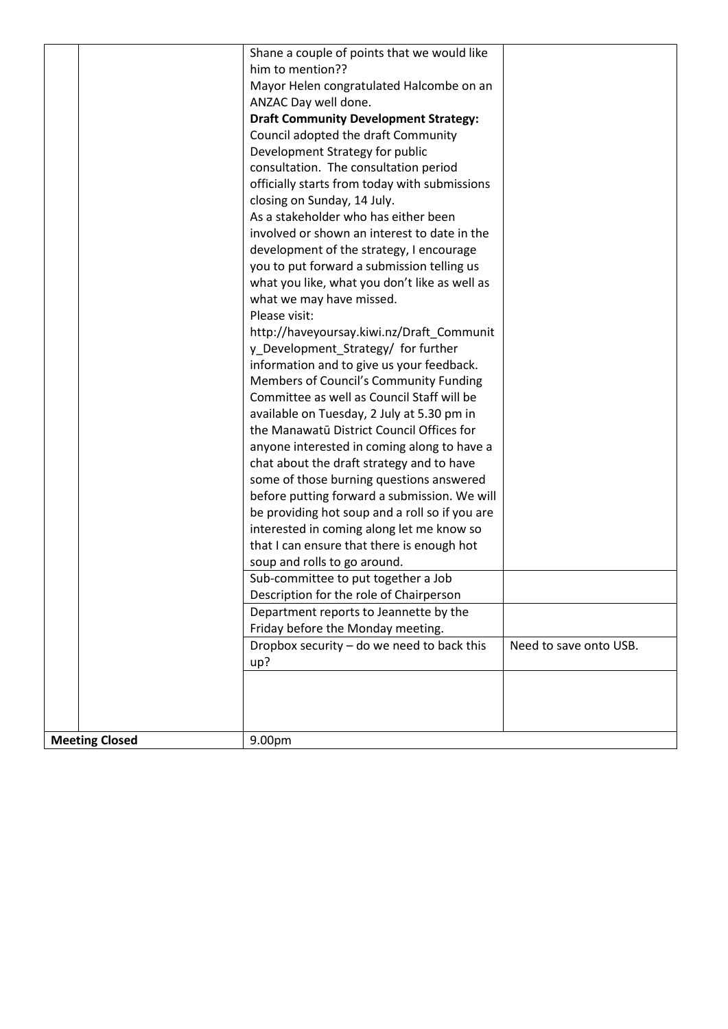| | | | |
|---|---|---|---|
| | | Shane a couple of points that we would like him to mention??<br>Mayor Helen congratulated Halcombe on an ANZAC Day well done.<br>**Draft Community Development Strategy:**<br>Council adopted the draft Community Development Strategy for public consultation. The consultation period officially starts from today with submissions closing on Sunday, 14 July.<br>As a stakeholder who has either been involved or shown an interest to date in the development of the strategy, I encourage you to put forward a submission telling us what you like, what you don't like as well as what we may have missed.<br>Please visit: http://haveyoursay.kiwi.nz/Draft_Community_Development_Strategy/ for further information and to give us your feedback.<br>Members of Council's Community Funding Committee as well as Council Staff will be available on Tuesday, 2 July at 5.30 pm in the Manawatū District Council Offices for anyone interested in coming along to have a chat about the draft strategy and to have some of those burning questions answered before putting forward a submission. We will be providing hot soup and a roll so if you are interested in coming along let me know so that I can ensure that there is enough hot soup and rolls to go around. | |
| | | Sub-committee to put together a Job Description for the role of Chairperson | |
| | | Department reports to Jeannette by the Friday before the Monday meeting. | |
| | | Dropbox security – do we need to back this up? | Need to save onto USB. |
| | | | |
| **Meeting Closed** | | 9.00pm | |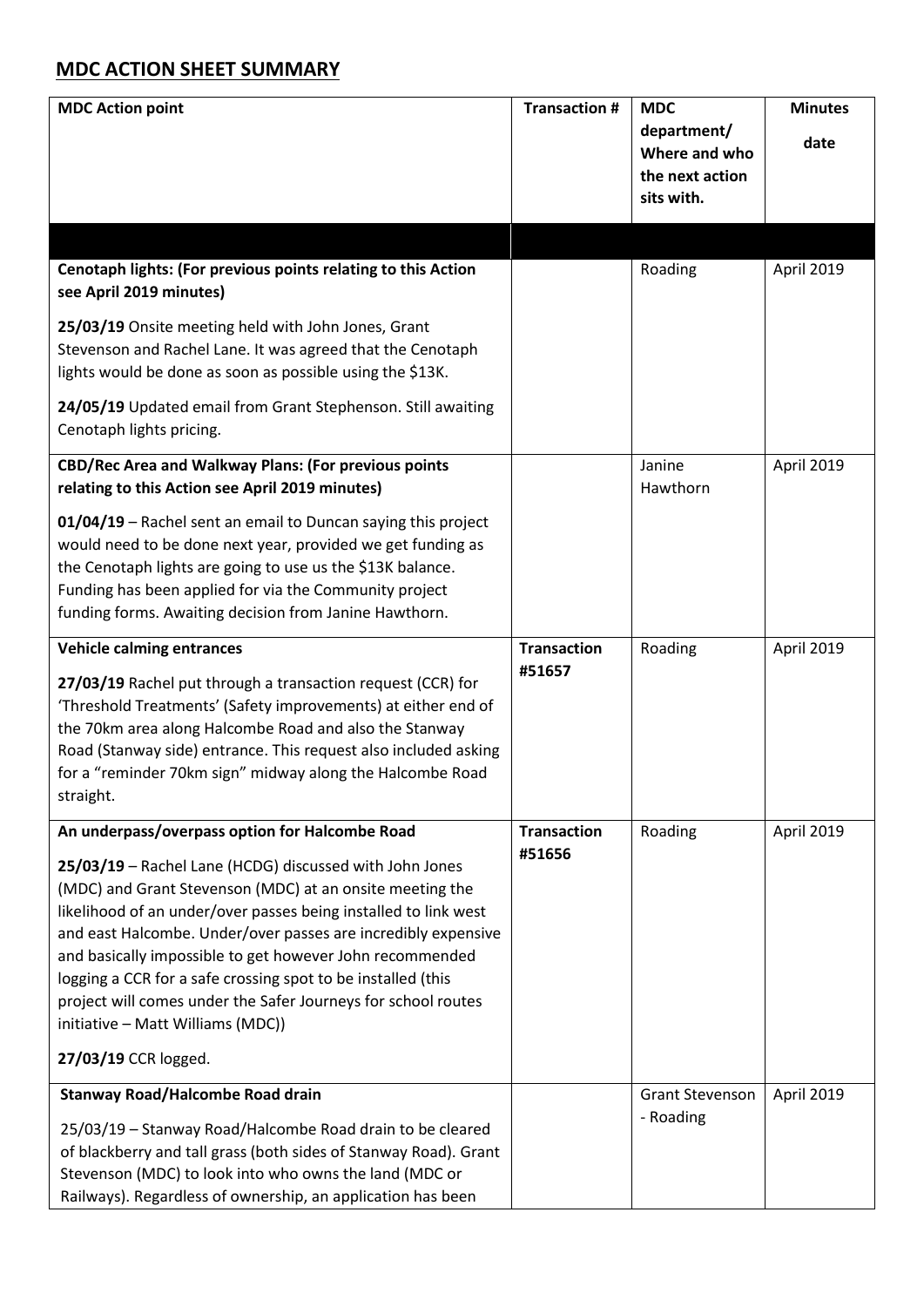## MDC ACTION SHEET SUMMARY

| MDC Action point | Transaction # | MDC department/ Where and who the next action sits with. | Minutes date |
|---|---|---|---|
| | | | |
| **Cenotaph lights: (For previous points relating to this Action see April 2019 minutes)**<br><br>**25/03/19** Onsite meeting held with John Jones, Grant Stevenson and Rachel Lane. It was agreed that the Cenotaph lights would be done as soon as possible using the $13K.<br><br>**24/05/19** Updated email from Grant Stephenson. Still awaiting Cenotaph lights pricing. | | Roading | April 2019 |
| **CBD/Rec Area and Walkway Plans: (For previous points relating to this Action see April 2019 minutes)**<br><br>**01/04/19** – Rachel sent an email to Duncan saying this project would need to be done next year, provided we get funding as the Cenotaph lights are going to use us the $13K balance. Funding has been applied for via the Community project funding forms. Awaiting decision from Janine Hawthorn. | | Janine Hawthorn | April 2019 |
| **Vehicle calming entrances**<br><br>**27/03/19** Rachel put through a transaction request (CCR) for 'Threshold Treatments' (Safety improvements) at either end of the 70km area along Halcombe Road and also the Stanway Road (Stanway side) entrance. This request also included asking for a "reminder 70km sign" midway along the Halcombe Road straight. | **Transaction #51657** | Roading | April 2019 |
| **An underpass/overpass option for Halcombe Road**<br><br>**25/03/19** – Rachel Lane (HCDG) discussed with John Jones (MDC) and Grant Stevenson (MDC) at an onsite meeting the likelihood of an under/over passes being installed to link west and east Halcombe. Under/over passes are incredibly expensive and basically impossible to get however John recommended logging a CCR for a safe crossing spot to be installed (this project will comes under the Safer Journeys for school routes initiative – Matt Williams (MDC))<br><br>**27/03/19** CCR logged. | **Transaction #51656** | Roading | April 2019 |
| **Stanway Road/Halcombe Road drain**<br><br>25/03/19 – Stanway Road/Halcombe Road drain to be cleared of blackberry and tall grass (both sides of Stanway Road). Grant Stevenson (MDC) to look into who owns the land (MDC or Railways). Regardless of ownership, an application has been | | Grant Stevenson - Roading | April 2019 |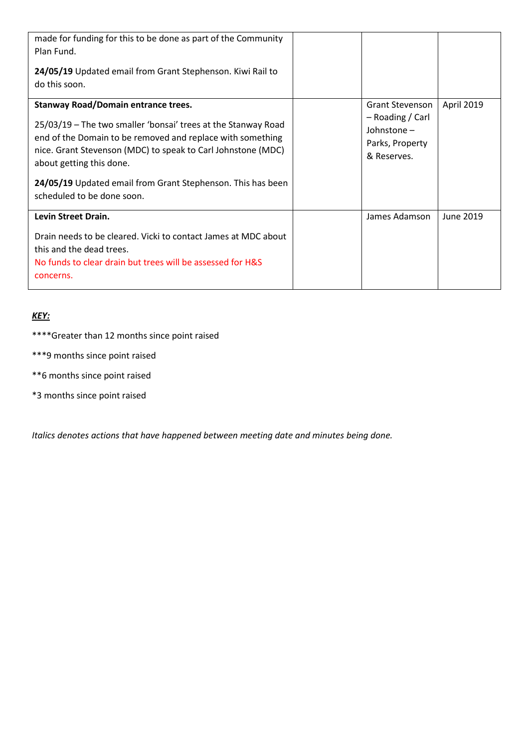| | | | |
|---|---|---|---|
| made for funding for this to be done as part of the Community Plan Fund.<br><br>**24/05/19** Updated email from Grant Stephenson. Kiwi Rail to do this soon. | | | |
| **Stanway Road/Domain entrance trees.**<br><br>25/03/19 – The two smaller 'bonsai' trees at the Stanway Road end of the Domain to be removed and replace with something nice. Grant Stevenson (MDC) to speak to Carl Johnstone (MDC) about getting this done.<br><br>**24/05/19** Updated email from Grant Stephenson. This has been scheduled to be done soon. | | Grant Stevenson – Roading / Carl Johnstone – Parks, Property & Reserves. | April 2019 |
| **Levin Street Drain.**<br><br>Drain needs to be cleared. Vicki to contact James at MDC about this and the dead trees.<br>No funds to clear drain but trees will be assessed for H&S concerns. | | James Adamson | June 2019 |

***KEY:***

****Greater than 12 months since point raised

***9 months since point raised

**6 months since point raised

*3 months since point raised

*Italics denotes actions that have happened between meeting date and minutes being done.*